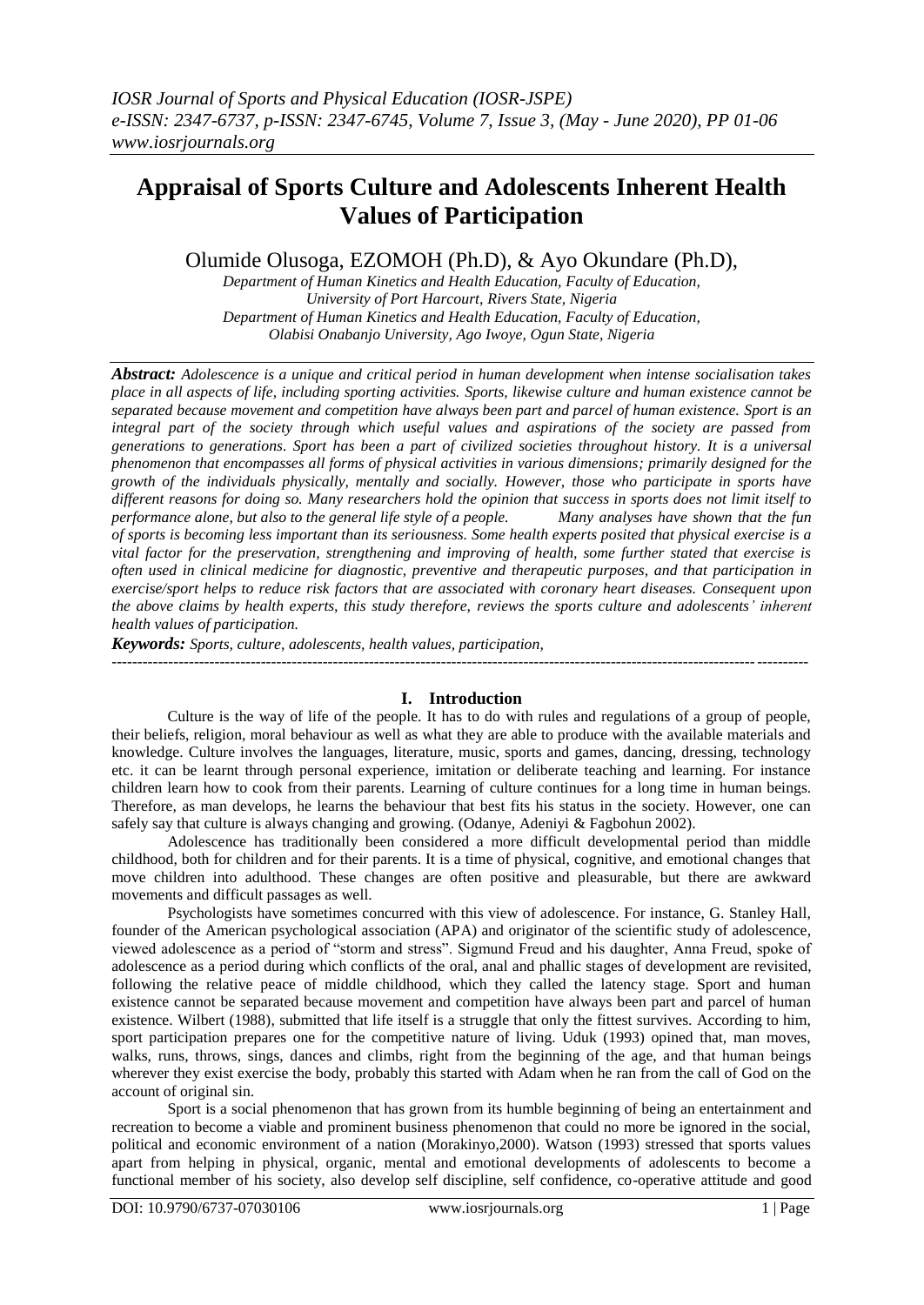# Appraisal of Sports Culture and Adolescents Inherent Health Values of Participation

Olumide Olusoga, EZOMOH (Ph.D), & Ayo Okundare (Ph.D),

*Department of Human Kinetics and Health Education, Faculty of Education, University of Port Harcourt, Rivers State, Nigeria*
*Department of Human Kinetics and Health Education, Faculty of Education, Olabisi Onabanjo University, Ago Iwoye, Ogun State, Nigeria*

***Abstract:*** *Adolescence is a unique and critical period in human development when intense socialisation takes place in all aspects of life, including sporting activities. Sports, likewise culture and human existence cannot be separated because movement and competition have always been part and parcel of human existence. Sport is an integral part of the society through which useful values and aspirations of the society are passed from generations to generations. Sport has been a part of civilized societies throughout history. It is a universal phenomenon that encompasses all forms of physical activities in various dimensions; primarily designed for the growth of the individuals physically, mentally and socially. However, those who participate in sports have different reasons for doing so. Many researchers hold the opinion that success in sports does not limit itself to performance alone, but also to the general life style of a people. Many analyses have shown that the fun of sports is becoming less important than its seriousness. Some health experts posited that physical exercise is a vital factor for the preservation, strengthening and improving of health, some further stated that exercise is often used in clinical medicine for diagnostic, preventive and therapeutic purposes, and that participation in exercise/sport helps to reduce risk factors that are associated with coronary heart diseases. Consequent upon the above claims by health experts, this study therefore, reviews the sports culture and adolescents' inherent health values of participation.*

***Keywords:*** *Sports, culture, adolescents, health values, participation,*

---

## I. Introduction

Culture is the way of life of the people. It has to do with rules and regulations of a group of people, their beliefs, religion, moral behaviour as well as what they are able to produce with the available materials and knowledge. Culture involves the languages, literature, music, sports and games, dancing, dressing, technology etc. it can be learnt through personal experience, imitation or deliberate teaching and learning. For instance children learn how to cook from their parents. Learning of culture continues for a long time in human beings. Therefore, as man develops, he learns the behaviour that best fits his status in the society. However, one can safely say that culture is always changing and growing. (Odanye, Adeniyi & Fagbohun 2002).

Adolescence has traditionally been considered a more difficult developmental period than middle childhood, both for children and for their parents. It is a time of physical, cognitive, and emotional changes that move children into adulthood. These changes are often positive and pleasurable, but there are awkward movements and difficult passages as well.

Psychologists have sometimes concurred with this view of adolescence. For instance, G. Stanley Hall, founder of the American psychological association (APA) and originator of the scientific study of adolescence, viewed adolescence as a period of "storm and stress". Sigmund Freud and his daughter, Anna Freud, spoke of adolescence as a period during which conflicts of the oral, anal and phallic stages of development are revisited, following the relative peace of middle childhood, which they called the latency stage. Sport and human existence cannot be separated because movement and competition have always been part and parcel of human existence. Wilbert (1988), submitted that life itself is a struggle that only the fittest survives. According to him, sport participation prepares one for the competitive nature of living. Uduk (1993) opined that, man moves, walks, runs, throws, sings, dances and climbs, right from the beginning of the age, and that human beings wherever they exist exercise the body, probably this started with Adam when he ran from the call of God on the account of original sin.

Sport is a social phenomenon that has grown from its humble beginning of being an entertainment and recreation to become a viable and prominent business phenomenon that could no more be ignored in the social, political and economic environment of a nation (Morakinyo,2000). Watson (1993) stressed that sports values apart from helping in physical, organic, mental and emotional developments of adolescents to become a functional member of his society, also develop self discipline, self confidence, co-operative attitude and good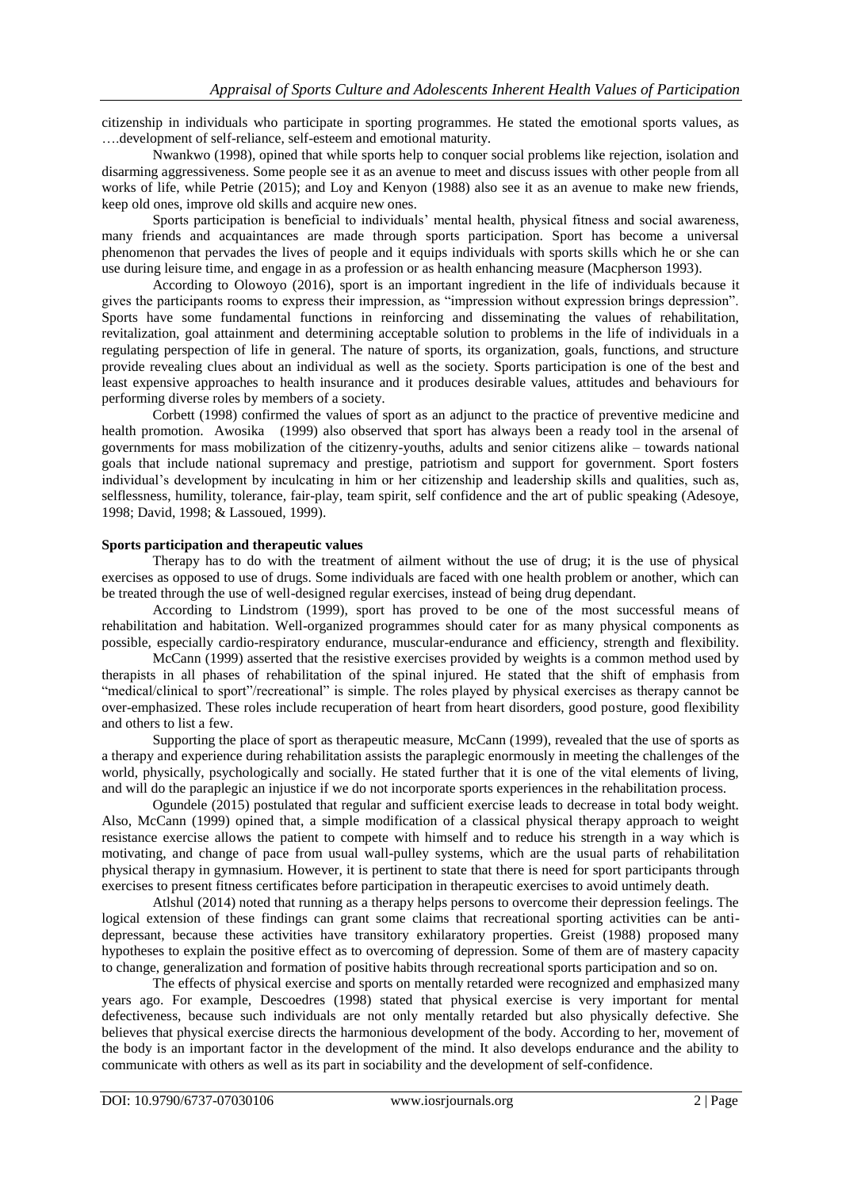citizenship in individuals who participate in sporting programmes. He stated the emotional sports values, as ….development of self-reliance, self-esteem and emotional maturity.

Nwankwo (1998), opined that while sports help to conquer social problems like rejection, isolation and disarming aggressiveness. Some people see it as an avenue to meet and discuss issues with other people from all works of life, while Petrie (2015); and Loy and Kenyon (1988) also see it as an avenue to make new friends, keep old ones, improve old skills and acquire new ones.

Sports participation is beneficial to individuals' mental health, physical fitness and social awareness, many friends and acquaintances are made through sports participation. Sport has become a universal phenomenon that pervades the lives of people and it equips individuals with sports skills which he or she can use during leisure time, and engage in as a profession or as health enhancing measure (Macpherson 1993).

According to Olowoyo (2016), sport is an important ingredient in the life of individuals because it gives the participants rooms to express their impression, as "impression without expression brings depression". Sports have some fundamental functions in reinforcing and disseminating the values of rehabilitation, revitalization, goal attainment and determining acceptable solution to problems in the life of individuals in a regulating perspection of life in general. The nature of sports, its organization, goals, functions, and structure provide revealing clues about an individual as well as the society. Sports participation is one of the best and least expensive approaches to health insurance and it produces desirable values, attitudes and behaviours for performing diverse roles by members of a society.

Corbett (1998) confirmed the values of sport as an adjunct to the practice of preventive medicine and health promotion. Awosika (1999) also observed that sport has always been a ready tool in the arsenal of governments for mass mobilization of the citizenry-youths, adults and senior citizens alike – towards national goals that include national supremacy and prestige, patriotism and support for government. Sport fosters individual's development by inculcating in him or her citizenship and leadership skills and qualities, such as, selflessness, humility, tolerance, fair-play, team spirit, self confidence and the art of public speaking (Adesoye, 1998; David, 1998; & Lassoued, 1999).

**Sports participation and therapeutic values**

Therapy has to do with the treatment of ailment without the use of drug; it is the use of physical exercises as opposed to use of drugs. Some individuals are faced with one health problem or another, which can be treated through the use of well-designed regular exercises, instead of being drug dependant.

According to Lindstrom (1999), sport has proved to be one of the most successful means of rehabilitation and habitation. Well-organized programmes should cater for as many physical components as possible, especially cardio-respiratory endurance, muscular-endurance and efficiency, strength and flexibility.

McCann (1999) asserted that the resistive exercises provided by weights is a common method used by therapists in all phases of rehabilitation of the spinal injured. He stated that the shift of emphasis from "medical/clinical to sport"/recreational" is simple. The roles played by physical exercises as therapy cannot be over-emphasized. These roles include recuperation of heart from heart disorders, good posture, good flexibility and others to list a few.

Supporting the place of sport as therapeutic measure, McCann (1999), revealed that the use of sports as a therapy and experience during rehabilitation assists the paraplegic enormously in meeting the challenges of the world, physically, psychologically and socially. He stated further that it is one of the vital elements of living, and will do the paraplegic an injustice if we do not incorporate sports experiences in the rehabilitation process.

Ogundele (2015) postulated that regular and sufficient exercise leads to decrease in total body weight. Also, McCann (1999) opined that, a simple modification of a classical physical therapy approach to weight resistance exercise allows the patient to compete with himself and to reduce his strength in a way which is motivating, and change of pace from usual wall-pulley systems, which are the usual parts of rehabilitation physical therapy in gymnasium. However, it is pertinent to state that there is need for sport participants through exercises to present fitness certificates before participation in therapeutic exercises to avoid untimely death.

Atlshul (2014) noted that running as a therapy helps persons to overcome their depression feelings. The logical extension of these findings can grant some claims that recreational sporting activities can be anti-depressant, because these activities have transitory exhilaratory properties. Greist (1988) proposed many hypotheses to explain the positive effect as to overcoming of depression. Some of them are of mastery capacity to change, generalization and formation of positive habits through recreational sports participation and so on.

The effects of physical exercise and sports on mentally retarded were recognized and emphasized many years ago. For example, Descoedres (1998) stated that physical exercise is very important for mental defectiveness, because such individuals are not only mentally retarded but also physically defective. She believes that physical exercise directs the harmonious development of the body. According to her, movement of the body is an important factor in the development of the mind. It also develops endurance and the ability to communicate with others as well as its part in sociability and the development of self-confidence.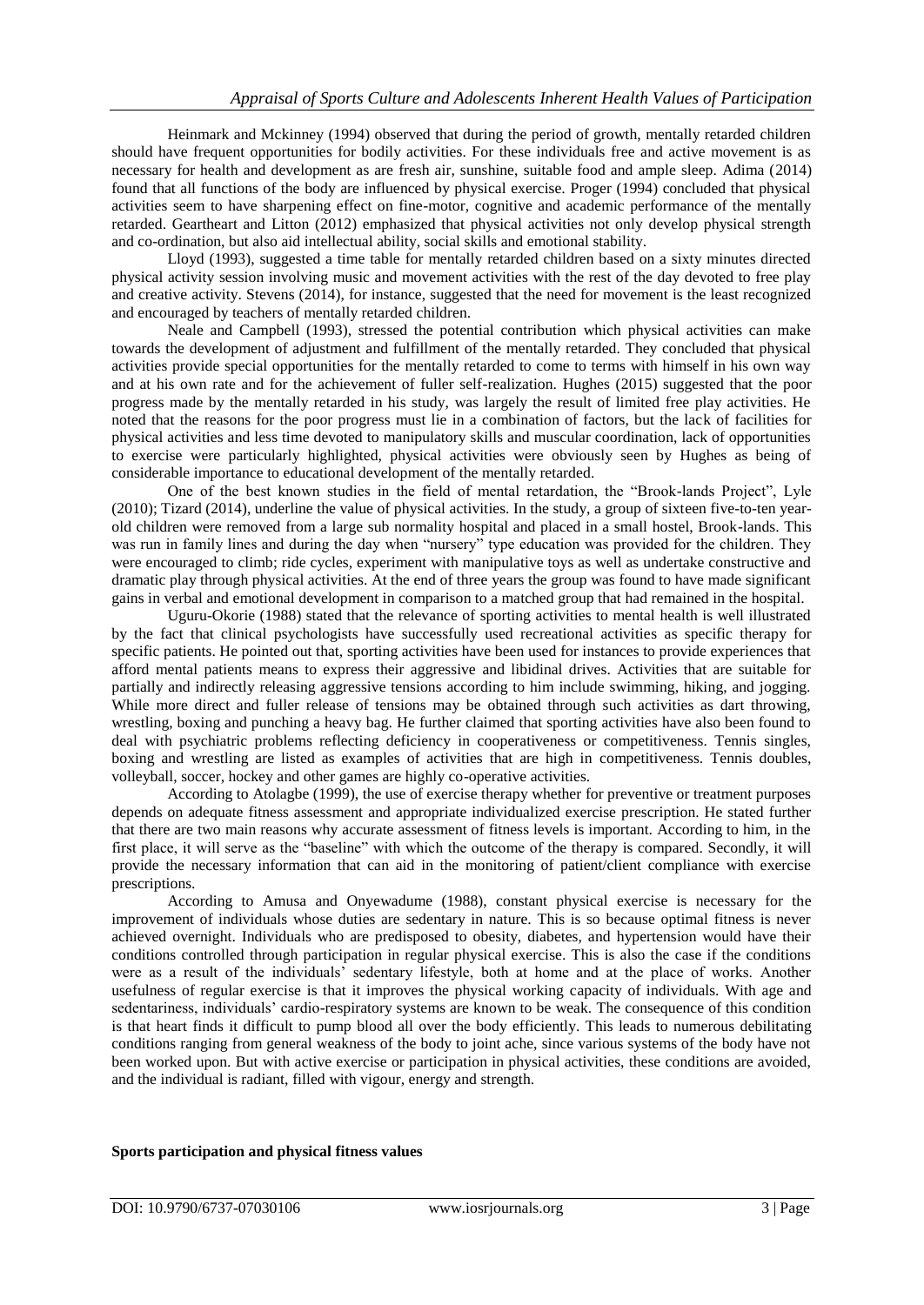Heinmark and Mckinney (1994) observed that during the period of growth, mentally retarded children should have frequent opportunities for bodily activities. For these individuals free and active movement is as necessary for health and development as are fresh air, sunshine, suitable food and ample sleep. Adima (2014) found that all functions of the body are influenced by physical exercise. Proger (1994) concluded that physical activities seem to have sharpening effect on fine-motor, cognitive and academic performance of the mentally retarded. Geartheart and Litton (2012) emphasized that physical activities not only develop physical strength and co-ordination, but also aid intellectual ability, social skills and emotional stability.

Lloyd (1993), suggested a time table for mentally retarded children based on a sixty minutes directed physical activity session involving music and movement activities with the rest of the day devoted to free play and creative activity. Stevens (2014), for instance, suggested that the need for movement is the least recognized and encouraged by teachers of mentally retarded children.

Neale and Campbell (1993), stressed the potential contribution which physical activities can make towards the development of adjustment and fulfillment of the mentally retarded. They concluded that physical activities provide special opportunities for the mentally retarded to come to terms with himself in his own way and at his own rate and for the achievement of fuller self-realization. Hughes (2015) suggested that the poor progress made by the mentally retarded in his study, was largely the result of limited free play activities. He noted that the reasons for the poor progress must lie in a combination of factors, but the lack of facilities for physical activities and less time devoted to manipulatory skills and muscular coordination, lack of opportunities to exercise were particularly highlighted, physical activities were obviously seen by Hughes as being of considerable importance to educational development of the mentally retarded.

One of the best known studies in the field of mental retardation, the "Brook-lands Project", Lyle (2010); Tizard (2014), underline the value of physical activities. In the study, a group of sixteen five-to-ten year-old children were removed from a large sub normality hospital and placed in a small hostel, Brook-lands. This was run in family lines and during the day when "nursery" type education was provided for the children. They were encouraged to climb; ride cycles, experiment with manipulative toys as well as undertake constructive and dramatic play through physical activities. At the end of three years the group was found to have made significant gains in verbal and emotional development in comparison to a matched group that had remained in the hospital.

Uguru-Okorie (1988) stated that the relevance of sporting activities to mental health is well illustrated by the fact that clinical psychologists have successfully used recreational activities as specific therapy for specific patients. He pointed out that, sporting activities have been used for instances to provide experiences that afford mental patients means to express their aggressive and libidinal drives. Activities that are suitable for partially and indirectly releasing aggressive tensions according to him include swimming, hiking, and jogging. While more direct and fuller release of tensions may be obtained through such activities as dart throwing, wrestling, boxing and punching a heavy bag. He further claimed that sporting activities have also been found to deal with psychiatric problems reflecting deficiency in cooperativeness or competitiveness. Tennis singles, boxing and wrestling are listed as examples of activities that are high in competitiveness. Tennis doubles, volleyball, soccer, hockey and other games are highly co-operative activities.

According to Atolagbe (1999), the use of exercise therapy whether for preventive or treatment purposes depends on adequate fitness assessment and appropriate individualized exercise prescription. He stated further that there are two main reasons why accurate assessment of fitness levels is important. According to him, in the first place, it will serve as the "baseline" with which the outcome of the therapy is compared. Secondly, it will provide the necessary information that can aid in the monitoring of patient/client compliance with exercise prescriptions.

According to Amusa and Onyewadume (1988), constant physical exercise is necessary for the improvement of individuals whose duties are sedentary in nature. This is so because optimal fitness is never achieved overnight. Individuals who are predisposed to obesity, diabetes, and hypertension would have their conditions controlled through participation in regular physical exercise. This is also the case if the conditions were as a result of the individuals' sedentary lifestyle, both at home and at the place of works. Another usefulness of regular exercise is that it improves the physical working capacity of individuals. With age and sedentariness, individuals' cardio-respiratory systems are known to be weak. The consequence of this condition is that heart finds it difficult to pump blood all over the body efficiently. This leads to numerous debilitating conditions ranging from general weakness of the body to joint ache, since various systems of the body have not been worked upon. But with active exercise or participation in physical activities, these conditions are avoided, and the individual is radiant, filled with vigour, energy and strength.

**Sports participation and physical fitness values**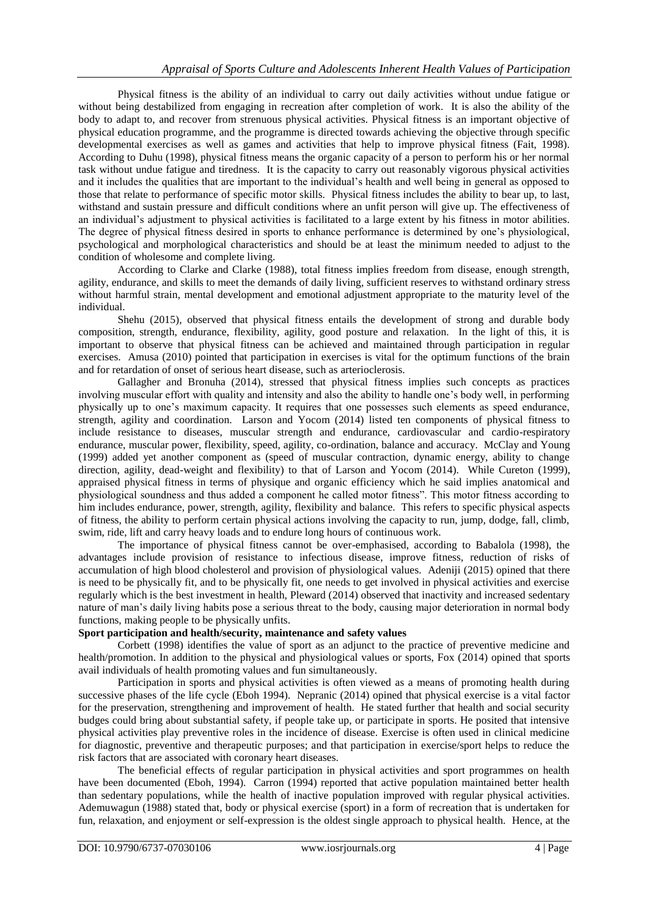Physical fitness is the ability of an individual to carry out daily activities without undue fatigue or without being destabilized from engaging in recreation after completion of work. It is also the ability of the body to adapt to, and recover from strenuous physical activities. Physical fitness is an important objective of physical education programme, and the programme is directed towards achieving the objective through specific developmental exercises as well as games and activities that help to improve physical fitness (Fait, 1998). According to Duhu (1998), physical fitness means the organic capacity of a person to perform his or her normal task without undue fatigue and tiredness. It is the capacity to carry out reasonably vigorous physical activities and it includes the qualities that are important to the individual's health and well being in general as opposed to those that relate to performance of specific motor skills. Physical fitness includes the ability to bear up, to last, withstand and sustain pressure and difficult conditions where an unfit person will give up. The effectiveness of an individual's adjustment to physical activities is facilitated to a large extent by his fitness in motor abilities. The degree of physical fitness desired in sports to enhance performance is determined by one's physiological, psychological and morphological characteristics and should be at least the minimum needed to adjust to the condition of wholesome and complete living.

According to Clarke and Clarke (1988), total fitness implies freedom from disease, enough strength, agility, endurance, and skills to meet the demands of daily living, sufficient reserves to withstand ordinary stress without harmful strain, mental development and emotional adjustment appropriate to the maturity level of the individual.

Shehu (2015), observed that physical fitness entails the development of strong and durable body composition, strength, endurance, flexibility, agility, good posture and relaxation. In the light of this, it is important to observe that physical fitness can be achieved and maintained through participation in regular exercises. Amusa (2010) pointed that participation in exercises is vital for the optimum functions of the brain and for retardation of onset of serious heart disease, such as arteriosclerosis.

Gallagher and Bronuha (2014), stressed that physical fitness implies such concepts as practices involving muscular effort with quality and intensity and also the ability to handle one's body well, in performing physically up to one's maximum capacity. It requires that one possesses such elements as speed endurance, strength, agility and coordination. Larson and Yocom (2014) listed ten components of physical fitness to include resistance to diseases, muscular strength and endurance, cardiovascular and cardio-respiratory endurance, muscular power, flexibility, speed, agility, co-ordination, balance and accuracy. McClay and Young (1999) added yet another component as (speed of muscular contraction, dynamic energy, ability to change direction, agility, dead-weight and flexibility) to that of Larson and Yocom (2014). While Cureton (1999), appraised physical fitness in terms of physique and organic efficiency which he said implies anatomical and physiological soundness and thus added a component he called motor fitness". This motor fitness according to him includes endurance, power, strength, agility, flexibility and balance. This refers to specific physical aspects of fitness, the ability to perform certain physical actions involving the capacity to run, jump, dodge, fall, climb, swim, ride, lift and carry heavy loads and to endure long hours of continuous work.

The importance of physical fitness cannot be over-emphasised, according to Babalola (1998), the advantages include provision of resistance to infectious disease, improve fitness, reduction of risks of accumulation of high blood cholesterol and provision of physiological values. Adeniji (2015) opined that there is need to be physically fit, and to be physically fit, one needs to get involved in physical activities and exercise regularly which is the best investment in health, Pleward (2014) observed that inactivity and increased sedentary nature of man's daily living habits pose a serious threat to the body, causing major deterioration in normal body functions, making people to be physically unfits.

**Sport participation and health/security, maintenance and safety values**

Corbett (1998) identifies the value of sport as an adjunct to the practice of preventive medicine and health/promotion. In addition to the physical and physiological values or sports, Fox (2014) opined that sports avail individuals of health promoting values and fun simultaneously.

Participation in sports and physical activities is often viewed as a means of promoting health during successive phases of the life cycle (Eboh 1994). Nepranic (2014) opined that physical exercise is a vital factor for the preservation, strengthening and improvement of health. He stated further that health and social security budges could bring about substantial safety, if people take up, or participate in sports. He posited that intensive physical activities play preventive roles in the incidence of disease. Exercise is often used in clinical medicine for diagnostic, preventive and therapeutic purposes; and that participation in exercise/sport helps to reduce the risk factors that are associated with coronary heart diseases.

The beneficial effects of regular participation in physical activities and sport programmes on health have been documented (Eboh, 1994). Carron (1994) reported that active population maintained better health than sedentary populations, while the health of inactive population improved with regular physical activities. Ademuwagun (1988) stated that, body or physical exercise (sport) in a form of recreation that is undertaken for fun, relaxation, and enjoyment or self-expression is the oldest single approach to physical health. Hence, at the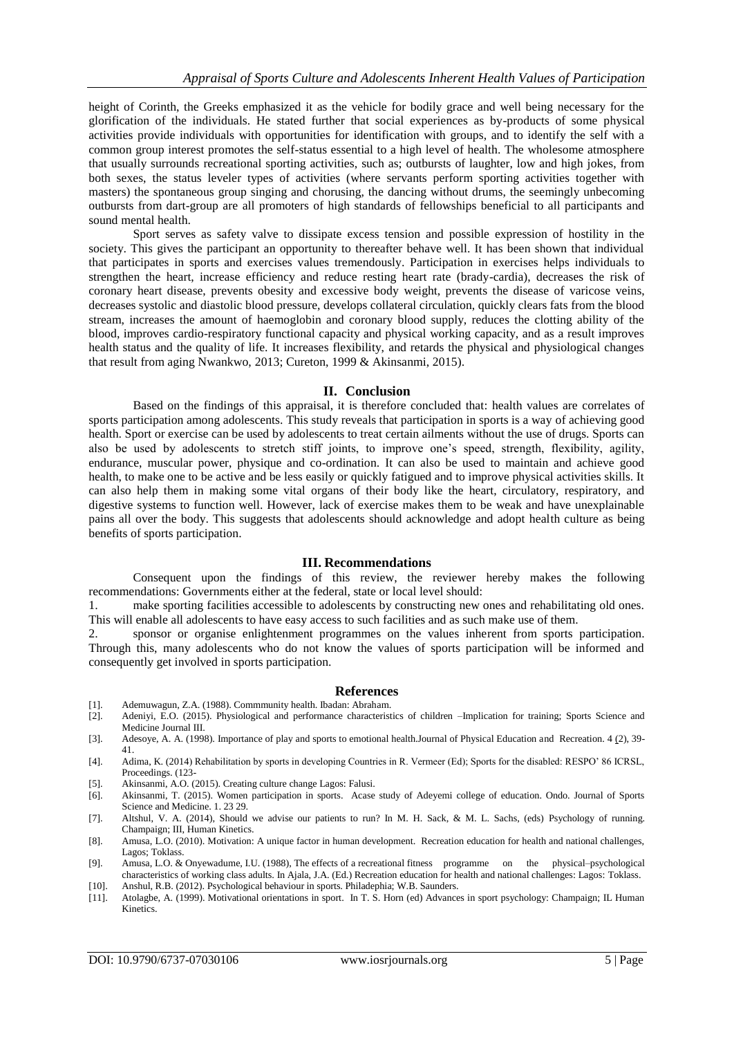height of Corinth, the Greeks emphasized it as the vehicle for bodily grace and well being necessary for the glorification of the individuals. He stated further that social experiences as by-products of some physical activities provide individuals with opportunities for identification with groups, and to identify the self with a common group interest promotes the self-status essential to a high level of health. The wholesome atmosphere that usually surrounds recreational sporting activities, such as; outbursts of laughter, low and high jokes, from both sexes, the status leveler types of activities (where servants perform sporting activities together with masters) the spontaneous group singing and chorusing, the dancing without drums, the seemingly unbecoming outbursts from dart-group are all promoters of high standards of fellowships beneficial to all participants and sound mental health.

Sport serves as safety valve to dissipate excess tension and possible expression of hostility in the society. This gives the participant an opportunity to thereafter behave well. It has been shown that individual that participates in sports and exercises values tremendously. Participation in exercises helps individuals to strengthen the heart, increase efficiency and reduce resting heart rate (brady-cardia), decreases the risk of coronary heart disease, prevents obesity and excessive body weight, prevents the disease of varicose veins, decreases systolic and diastolic blood pressure, develops collateral circulation, quickly clears fats from the blood stream, increases the amount of haemoglobin and coronary blood supply, reduces the clotting ability of the blood, improves cardio-respiratory functional capacity and physical working capacity, and as a result improves health status and the quality of life. It increases flexibility, and retards the physical and physiological changes that result from aging Nwankwo, 2013; Cureton, 1999 & Akinsanmi, 2015).

## II. Conclusion

Based on the findings of this appraisal, it is therefore concluded that: health values are correlates of sports participation among adolescents. This study reveals that participation in sports is a way of achieving good health. Sport or exercise can be used by adolescents to treat certain ailments without the use of drugs. Sports can also be used by adolescents to stretch stiff joints, to improve one's speed, strength, flexibility, agility, endurance, muscular power, physique and co-ordination. It can also be used to maintain and achieve good health, to make one to be active and be less easily or quickly fatigued and to improve physical activities skills. It can also help them in making some vital organs of their body like the heart, circulatory, respiratory, and digestive systems to function well. However, lack of exercise makes them to be weak and have unexplainable pains all over the body. This suggests that adolescents should acknowledge and adopt health culture as being benefits of sports participation.

## III. Recommendations

Consequent upon the findings of this review, the reviewer hereby makes the following recommendations: Governments either at the federal, state or local level should:

1. make sporting facilities accessible to adolescents by constructing new ones and rehabilitating old ones. This will enable all adolescents to have easy access to such facilities and as such make use of them.
2. sponsor or organise enlightenment programmes on the values inherent from sports participation. Through this, many adolescents who do not know the values of sports participation will be informed and consequently get involved in sports participation.

## References

[1]. Ademuwagun, Z.A. (1988). Commmunity health. Ibadan: Abraham.

[2]. Adeniyi, E.O. (2015). Physiological and performance characteristics of children –Implication for training; Sports Science and Medicine Journal III.

[3]. Adesoye, A. A. (1998). Importance of play and sports to emotional health.Journal of Physical Education and Recreation. 4 (2), 39-41.

[4]. Adima, K. (2014) Rehabilitation by sports in developing Countries in R. Vermeer (Ed); Sports for the disabled: RESPO' 86 ICRSL, Proceedings. (123-

[5]. Akinsanmi, A.O. (2015). Creating culture change Lagos: Falusi.

[6]. Akinsanmi, T. (2015). Women participation in sports. Acase study of Adeyemi college of education. Ondo. Journal of Sports Science and Medicine. 1. 23 29.

[7]. Altshul, V. A. (2014), Should we advise our patients to run? In M. H. Sack, & M. L. Sachs, (eds) Psychology of running. Champaign; III, Human Kinetics.

[8]. Amusa, L.O. (2010). Motivation: A unique factor in human development. Recreation education for health and national challenges, Lagos; Toklass.

[9]. Amusa, L.O. & Onyewadume, I.U. (1988), The effects of a recreational fitness programme on the physical–psychological characteristics of working class adults. In Ajala, J.A. (Ed.) Recreation education for health and national challenges: Lagos: Toklass.

[10]. Anshul, R.B. (2012). Psychological behaviour in sports. Philadephia; W.B. Saunders.

[11]. Atolagbe, A. (1999). Motivational orientations in sport. In T. S. Horn (ed) Advances in sport psychology: Champaign; IL Human Kinetics.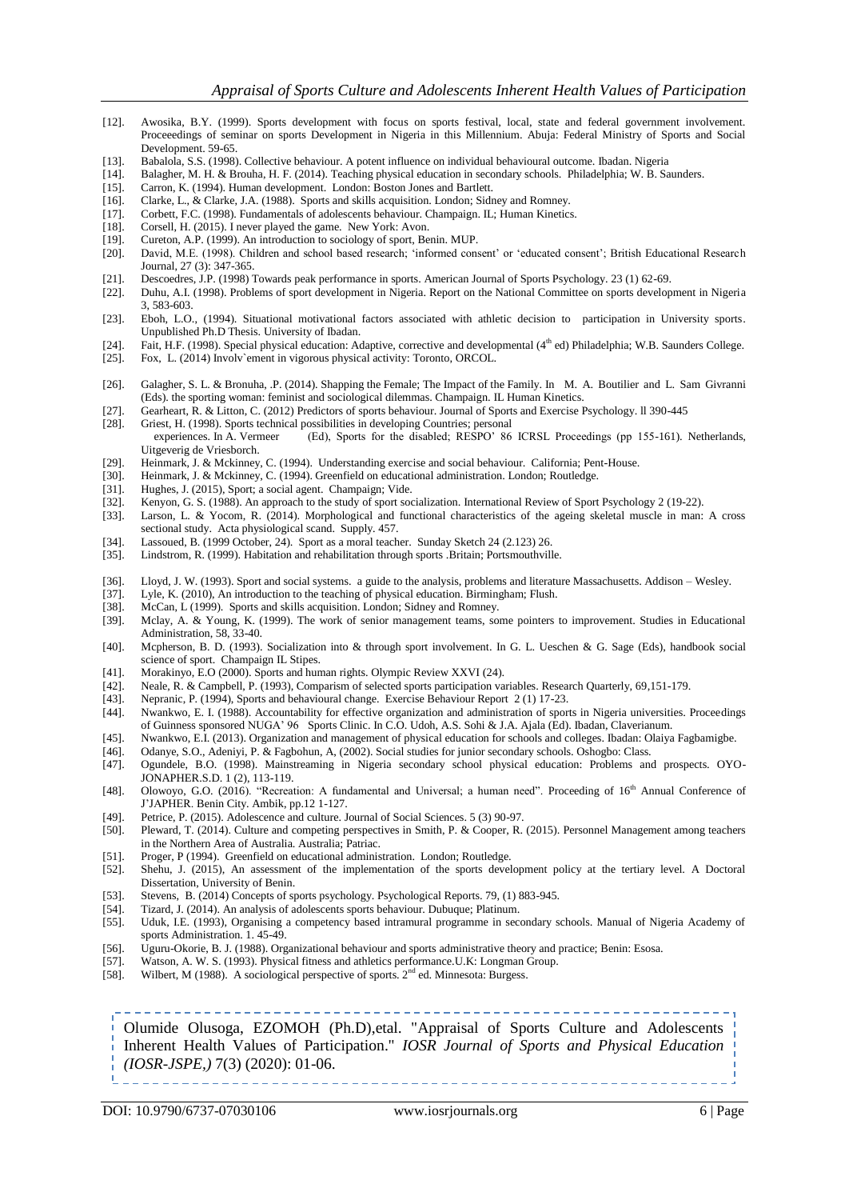[12]. Awosika, B.Y. (1999). Sports development with focus on sports festival, local, state and federal government involvement. Proceeedings of seminar on sports Development in Nigeria in this Millennium. Abuja: Federal Ministry of Sports and Social Development. 59-65.

[13]. Babalola, S.S. (1998). Collective behaviour. A potent influence on individual behavioural outcome. Ibadan. Nigeria

[14]. Balagher, M. H. & Brouha, H. F. (2014). Teaching physical education in secondary schools. Philadelphia; W. B. Saunders.

[15]. Carron, K. (1994). Human development. London: Boston Jones and Bartlett.

[16]. Clarke, L., & Clarke, J.A. (1988). Sports and skills acquisition. London; Sidney and Romney.

[17]. Corbett, F.C. (1998). Fundamentals of adolescents behaviour. Champaign. IL; Human Kinetics.

[18]. Corsell, H. (2015). I never played the game. New York: Avon.

[19]. Cureton, A.P. (1999). An introduction to sociology of sport, Benin. MUP.

[20]. David, M.E. (1998). Children and school based research; 'informed consent' or 'educated consent'; British Educational Research Journal, 27 (3): 347-365.

[21]. Descoedres, J.P. (1998) Towards peak performance in sports. American Journal of Sports Psychology. 23 (1) 62-69.

[22]. Duhu, A.I. (1998). Problems of sport development in Nigeria. Report on the National Committee on sports development in Nigeria 3, 583-603.

[23]. Eboh, L.O., (1994). Situational motivational factors associated with athletic decision to participation in University sports. Unpublished Ph.D Thesis. University of Ibadan.

[24]. Fait, H.F. (1998). Special physical education: Adaptive, corrective and developmental (4th ed) Philadelphia; W.B. Saunders College.

[25]. Fox, L. (2014) Involv`ement in vigorous physical activity: Toronto, ORCOL.

[26]. Galagher, S. L. & Bronuha, .P. (2014). Shapping the Female; The Impact of the Family. In M. A. Boutilier and L. Sam Givranni (Eds). the sporting woman: feminist and sociological dilemmas. Champaign. IL Human Kinetics.

[27]. Gearheart, R. & Litton, C. (2012) Predictors of sports behaviour. Journal of Sports and Exercise Psychology. ll 390-445

[28]. Griest, H. (1998). Sports technical possibilities in developing Countries; personal experiences. In A. Vermeer (Ed), Sports for the disabled; RESPO' 86 ICRSL Proceedings (pp 155-161). Netherlands, Uitgeverig de Vriesborch.

[29]. Heinmark, J. & Mckinney, C. (1994). Understanding exercise and social behaviour. California; Pent-House.

[30]. Heinmark, J. & Mckinney, C. (1994). Greenfield on educational administration. London; Routledge.

[31]. Hughes, J. (2015), Sport; a social agent. Champaign; Vide.

[32]. Kenyon, G. S. (1988). An approach to the study of sport socialization. International Review of Sport Psychology 2 (19-22).

[33]. Larson, L. & Yocom, R. (2014). Morphological and functional characteristics of the ageing skeletal muscle in man: A cross sectional study. Acta physiological scand. Supply. 457.

[34]. Lassoued, B. (1999 October, 24). Sport as a moral teacher. Sunday Sketch 24 (2.123) 26.

[35]. Lindstrom, R. (1999). Habitation and rehabilitation through sports .Britain; Portsmouthville.

[36]. Lloyd, J. W. (1993). Sport and social systems. a guide to the analysis, problems and literature Massachusetts. Addison – Wesley.

[37]. Lyle, K. (2010), An introduction to the teaching of physical education. Birmingham; Flush.

[38]. McCan, L (1999). Sports and skills acquisition. London; Sidney and Romney.

[39]. Mclay, A. & Young, K. (1999). The work of senior management teams, some pointers to improvement. Studies in Educational Administration, 58, 33-40.

[40]. Mcpherson, B. D. (1993). Socialization into & through sport involvement. In G. L. Ueschen & G. Sage (Eds), handbook social science of sport. Champaign IL Stipes.

[41]. Morakinyo, E.O (2000). Sports and human rights. Olympic Review XXVI (24).

[42]. Neale, R. & Campbell, P. (1993), Comparism of selected sports participation variables. Research Quarterly, 69,151-179.

[43]. Nepranic, P. (1994), Sports and behavioural change. Exercise Behaviour Report 2 (1) 17-23.

[44]. Nwankwo, E. I. (1988). Accountability for effective organization and administration of sports in Nigeria universities. Proceedings of Guinness sponsored NUGA' 96 Sports Clinic. In C.O. Udoh, A.S. Sohi & J.A. Ajala (Ed). Ibadan, Claverianum.

[45]. Nwankwo, E.I. (2013). Organization and management of physical education for schools and colleges. Ibadan: Olaiya Fagbamigbe.

[46]. Odanye, S.O., Adeniyi, P. & Fagbohun, A, (2002). Social studies for junior secondary schools. Oshogbo: Class.

[47]. Ogundele, B.O. (1998). Mainstreaming in Nigeria secondary school physical education: Problems and prospects. OYO-JONAPHER.S.D. 1 (2), 113-119.

[48]. Olowoyo, G.O. (2016). "Recreation: A fundamental and Universal; a human need". Proceeding of 16th Annual Conference of J'JAPHER. Benin City. Ambik, pp.12 1-127.

[49]. Petrice, P. (2015). Adolescence and culture. Journal of Social Sciences. 5 (3) 90-97.

[50]. Pleward, T. (2014). Culture and competing perspectives in Smith, P. & Cooper, R. (2015). Personnel Management among teachers in the Northern Area of Australia. Australia; Patriac.

[51]. Proger, P (1994). Greenfield on educational administration. London; Routledge.

[52]. Shehu, J. (2015), An assessment of the implementation of the sports development policy at the tertiary level. A Doctoral Dissertation, University of Benin.

[53]. Stevens, B. (2014) Concepts of sports psychology. Psychological Reports. 79, (1) 883-945.

[54]. Tizard, J. (2014). An analysis of adolescents sports behaviour. Dubuque; Platinum.

[55]. Uduk, I.E. (1993), Organising a competency based intramural programme in secondary schools. Manual of Nigeria Academy of sports Administration. 1. 45-49.

[56]. Uguru-Okorie, B. J. (1988). Organizational behaviour and sports administrative theory and practice; Benin: Esosa.

[57]. Watson, A. W. S. (1993). Physical fitness and athletics performance.U.K: Longman Group.

[58]. Wilbert, M (1988). A sociological perspective of sports. 2nd ed. Minnesota: Burgess.

---

Olumide Olusoga, EZOMOH (Ph.D),etal. "Appraisal of Sports Culture and Adolescents Inherent Health Values of Participation." *IOSR Journal of Sports and Physical Education (IOSR-JSPE,)* 7(3) (2020): 01-06.